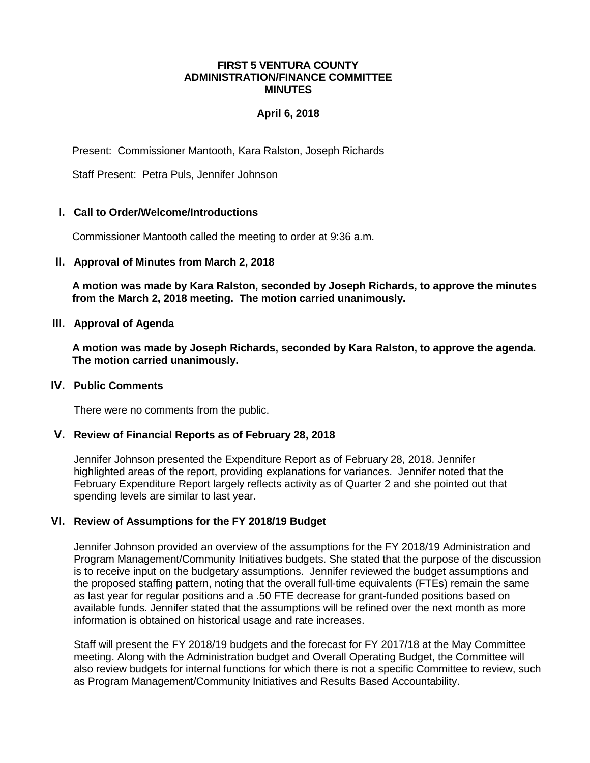# FIRST 5 VENTURA COUNTY
# ADMINISTRATION/FINANCE COMMITTEE
# MINUTES

**April 6, 2018**

Present: Commissioner Mantooth, Kara Ralston, Joseph Richards

Staff Present: Petra Puls, Jennifer Johnson

## I. Call to Order/Welcome/Introductions

Commissioner Mantooth called the meeting to order at 9:36 a.m.

## II. Approval of Minutes from March 2, 2018

**A motion was made by Kara Ralston, seconded by Joseph Richards, to approve the minutes from the March 2, 2018 meeting. The motion carried unanimously.**

## III. Approval of Agenda

**A motion was made by Joseph Richards, seconded by Kara Ralston, to approve the agenda. The motion carried unanimously.**

## IV. Public Comments

There were no comments from the public.

## V. Review of Financial Reports as of February 28, 2018

Jennifer Johnson presented the Expenditure Report as of February 28, 2018. Jennifer highlighted areas of the report, providing explanations for variances. Jennifer noted that the February Expenditure Report largely reflects activity as of Quarter 2 and she pointed out that spending levels are similar to last year.

## VI. Review of Assumptions for the FY 2018/19 Budget

Jennifer Johnson provided an overview of the assumptions for the FY 2018/19 Administration and Program Management/Community Initiatives budgets. She stated that the purpose of the discussion is to receive input on the budgetary assumptions. Jennifer reviewed the budget assumptions and the proposed staffing pattern, noting that the overall full-time equivalents (FTEs) remain the same as last year for regular positions and a .50 FTE decrease for grant-funded positions based on available funds. Jennifer stated that the assumptions will be refined over the next month as more information is obtained on historical usage and rate increases.

Staff will present the FY 2018/19 budgets and the forecast for FY 2017/18 at the May Committee meeting. Along with the Administration budget and Overall Operating Budget, the Committee will also review budgets for internal functions for which there is not a specific Committee to review, such as Program Management/Community Initiatives and Results Based Accountability.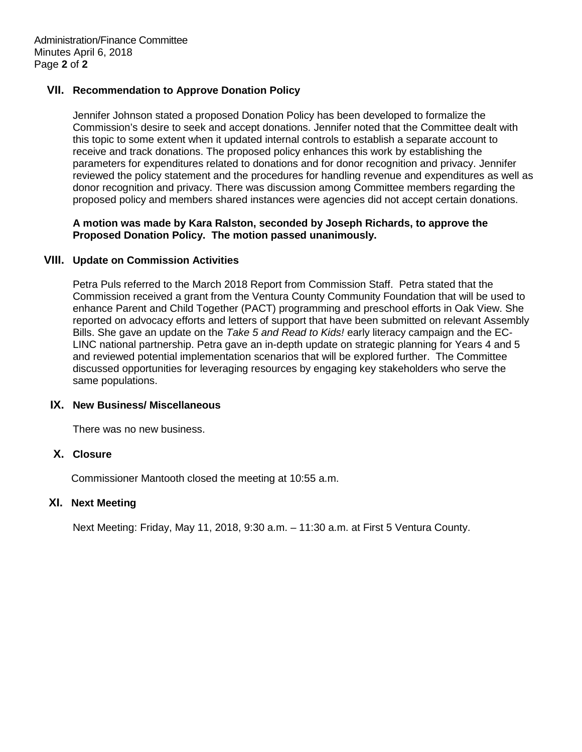## VII. Recommendation to Approve Donation Policy

Jennifer Johnson stated a proposed Donation Policy has been developed to formalize the Commission's desire to seek and accept donations. Jennifer noted that the Committee dealt with this topic to some extent when it updated internal controls to establish a separate account to receive and track donations. The proposed policy enhances this work by establishing the parameters for expenditures related to donations and for donor recognition and privacy. Jennifer reviewed the policy statement and the procedures for handling revenue and expenditures as well as donor recognition and privacy. There was discussion among Committee members regarding the proposed policy and members shared instances were agencies did not accept certain donations.

**A motion was made by Kara Ralston, seconded by Joseph Richards, to approve the Proposed Donation Policy. The motion passed unanimously.**

## VIII. Update on Commission Activities

Petra Puls referred to the March 2018 Report from Commission Staff. Petra stated that the Commission received a grant from the Ventura County Community Foundation that will be used to enhance Parent and Child Together (PACT) programming and preschool efforts in Oak View. She reported on advocacy efforts and letters of support that have been submitted on relevant Assembly Bills. She gave an update on the *Take 5 and Read to Kids!* early literacy campaign and the EC-LINC national partnership. Petra gave an in-depth update on strategic planning for Years 4 and 5 and reviewed potential implementation scenarios that will be explored further. The Committee discussed opportunities for leveraging resources by engaging key stakeholders who serve the same populations.

## IX. New Business/ Miscellaneous

There was no new business.

## X. Closure

Commissioner Mantooth closed the meeting at 10:55 a.m.

## XI. Next Meeting

Next Meeting: Friday, May 11, 2018, 9:30 a.m. – 11:30 a.m. at First 5 Ventura County.